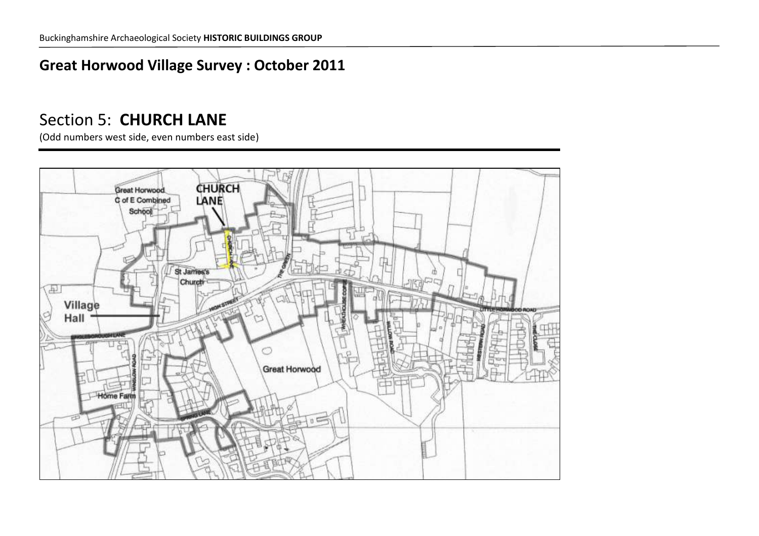Buckinghamshire Archaeological Society **HISTORIC BUILDINGS GROUP**

## Great Horwood Village Survey : October 2011

# Section 5: **CHURCH LANE**

(Odd numbers west side, even numbers east side)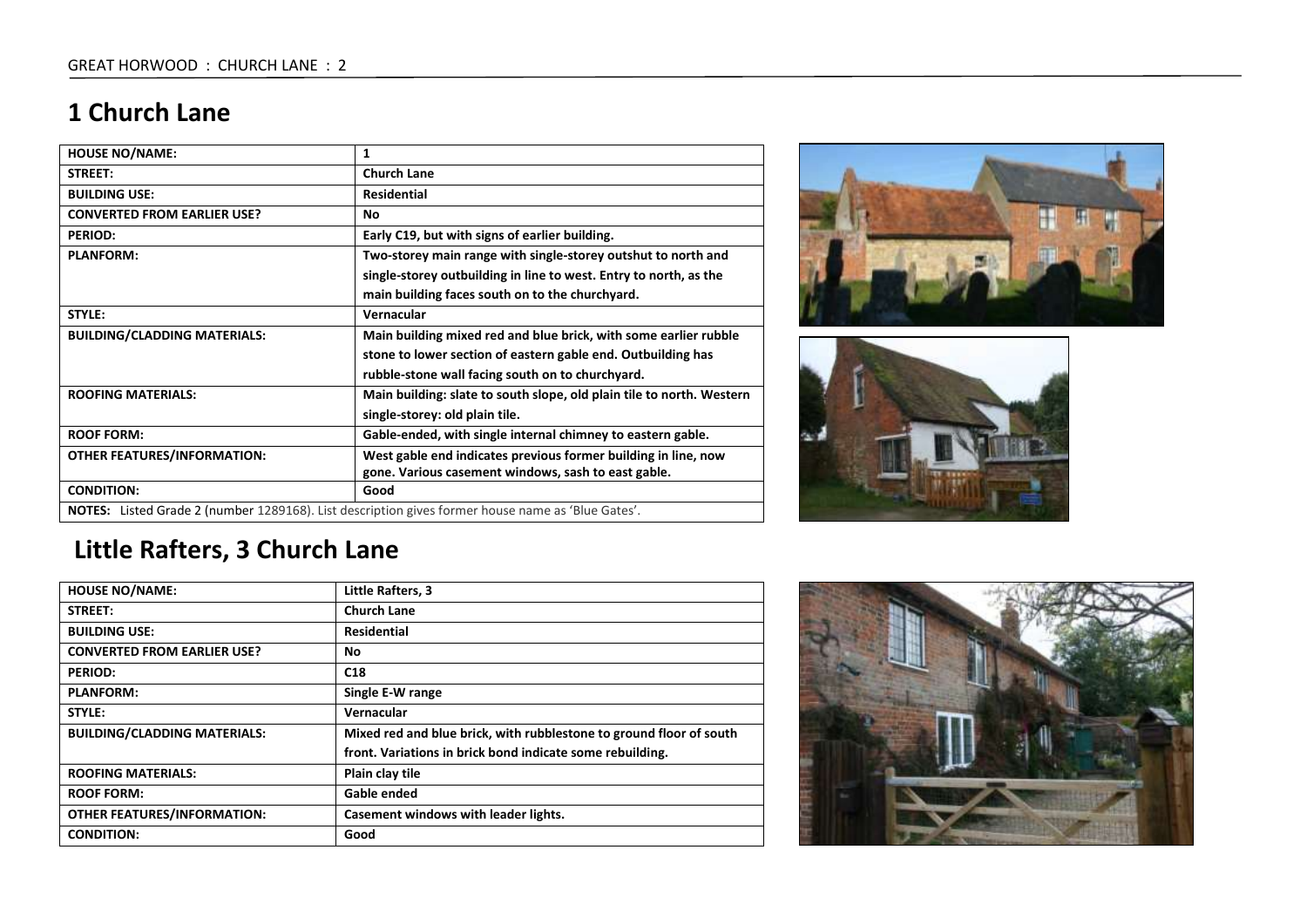# 1 Church Lane

| HOUSE NO/NAME: | 1 |
|---|---|
| STREET: | Church Lane |
| BUILDING USE: | Residential |
| CONVERTED FROM EARLIER USE? | No |
| PERIOD: | Early C19, but with signs of earlier building. |
| PLANFORM: | Two-storey main range with single-storey outshut to north and single-storey outbuilding in line to west. Entry to north, as the main building faces south on to the churchyard. |
| STYLE: | Vernacular |
| BUILDING/CLADDING MATERIALS: | Main building mixed red and blue brick, with some earlier rubble stone to lower section of eastern gable end. Outbuilding has rubble-stone wall facing south on to churchyard. |
| ROOFING MATERIALS: | Main building: slate to south slope, old plain tile to north. Western single-storey: old plain tile. |
| ROOF FORM: | Gable-ended, with single internal chimney to eastern gable. |
| OTHER FEATURES/INFORMATION: | West gable end indicates previous former building in line, now gone. Various casement windows, sash to east gable. |
| CONDITION: | Good |
| **NOTES:** Listed Grade 2 (number 1289168). List description gives former house name as 'Blue Gates'. | |

# Little Rafters, 3 Church Lane

| HOUSE NO/NAME: | Little Rafters, 3 |
|---|---|
| STREET: | Church Lane |
| BUILDING USE: | Residential |
| CONVERTED FROM EARLIER USE? | No |
| PERIOD: | C18 |
| PLANFORM: | Single E-W range |
| STYLE: | Vernacular |
| BUILDING/CLADDING MATERIALS: | Mixed red and blue brick, with rubblestone to ground floor of south front. Variations in brick bond indicate some rebuilding. |
| ROOFING MATERIALS: | Plain clay tile |
| ROOF FORM: | Gable ended |
| OTHER FEATURES/INFORMATION: | Casement windows with leader lights. |
| CONDITION: | Good |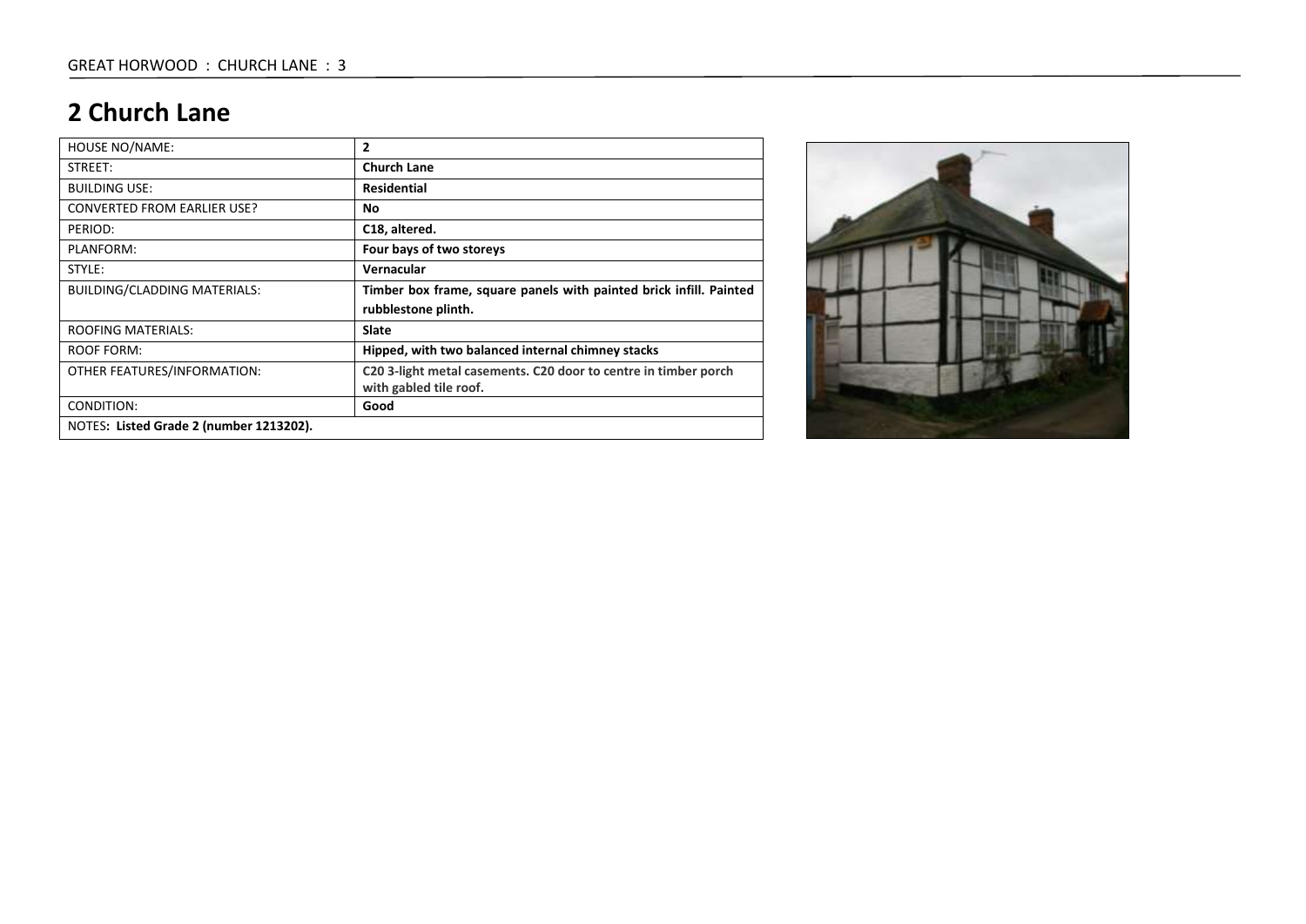# 2 Church Lane

| | |
|---|---|
| HOUSE NO/NAME: | **2** |
| STREET: | **Church Lane** |
| BUILDING USE: | **Residential** |
| CONVERTED FROM EARLIER USE? | **No** |
| PERIOD: | **C18, altered.** |
| PLANFORM: | **Four bays of two storeys** |
| STYLE: | **Vernacular** |
| BUILDING/CLADDING MATERIALS: | **Timber box frame, square panels with painted brick infill. Painted rubblestone plinth.** |
| ROOFING MATERIALS: | **Slate** |
| ROOF FORM: | **Hipped, with two balanced internal chimney stacks** |
| OTHER FEATURES/INFORMATION: | **C20 3-light metal casements. C20 door to centre in timber porch with gabled tile roof.** |
| CONDITION: | **Good** |
| NOTES**: Listed Grade 2 (number 1213202).** | |